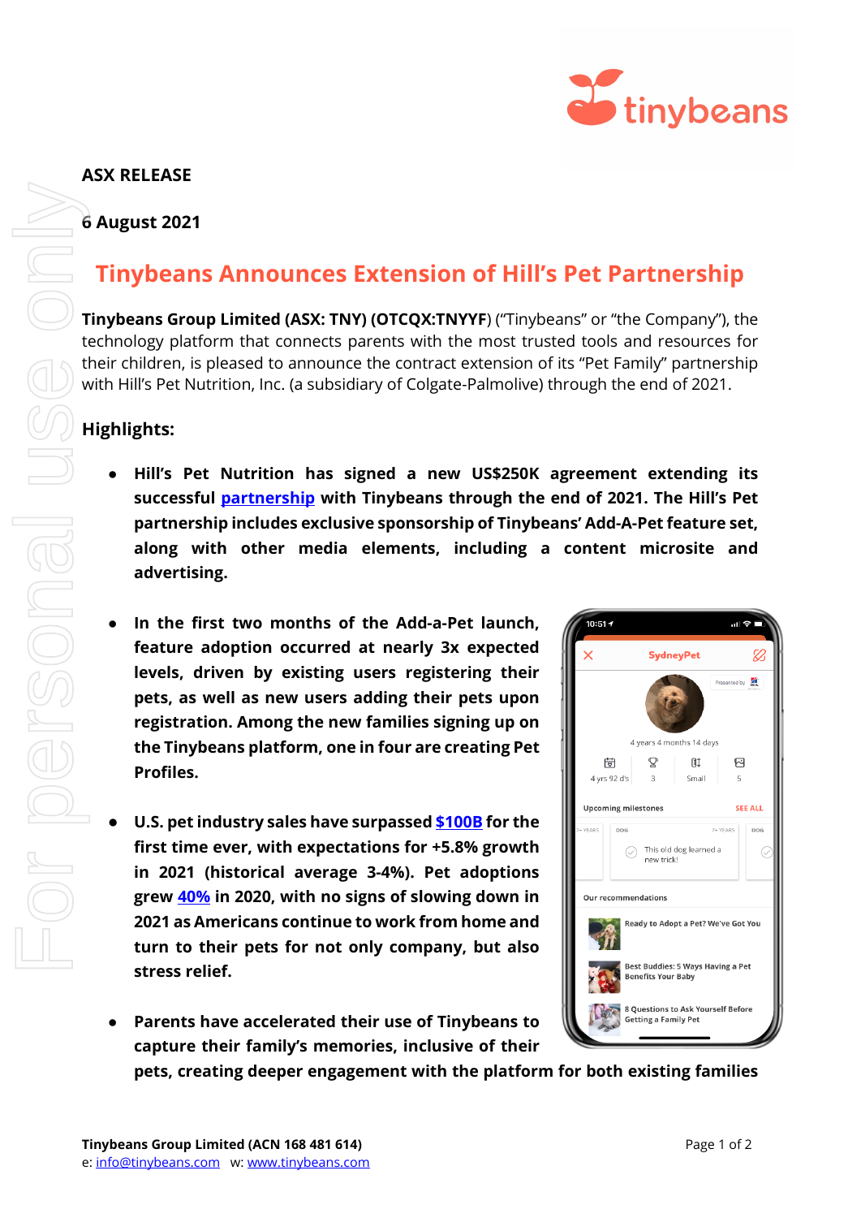**ASX RELEASE**

**6 August 2021**

# Tinybeans Announces Extension of Hill's Pet Partnership

**Tinybeans Group Limited (ASX: TNY) (OTCQX:TNYYF)** ("Tinybeans" or "the Company"), the technology platform that connects parents with the most trusted tools and resources for their children, is pleased to announce the contract extension of its "Pet Family" partnership with Hill's Pet Nutrition, Inc. (a subsidiary of Colgate-Palmolive) through the end of 2021.

## Highlights:

- **Hill's Pet Nutrition has signed a new US$250K agreement extending its successful partnership with Tinybeans through the end of 2021. The Hill's Pet partnership includes exclusive sponsorship of Tinybeans' Add-A-Pet feature set, along with other media elements, including a content microsite and advertising.**

- **In the first two months of the Add-a-Pet launch, feature adoption occurred at nearly 3x expected levels, driven by existing users registering their pets, as well as new users adding their pets upon registration. Among the new families signing up on the Tinybeans platform, one in four are creating Pet Profiles.**

- **U.S. pet industry sales have surpassed $100B for the first time ever, with expectations for +5.8% growth in 2021 (historical average 3-4%). Pet adoptions grew 40% in 2020, with no signs of slowing down in 2021 as Americans continue to work from home and turn to their pets for not only company, but also stress relief.**

- **Parents have accelerated their use of Tinybeans to capture their family's memories, inclusive of their pets, creating deeper engagement with the platform for both existing families**

**Tinybeans Group Limited (ACN 168 481 614)**
e: info@tinybeans.com w: www.tinybeans.com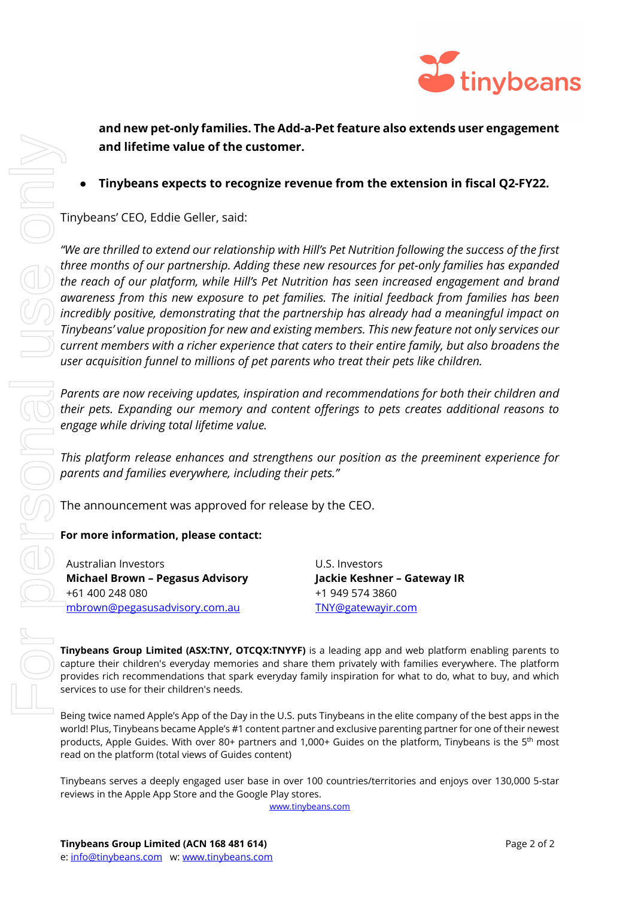**and new pet-only families. The Add-a-Pet feature also extends user engagement and lifetime value of the customer.**

- **Tinybeans expects to recognize revenue from the extension in fiscal Q2-FY22.**

Tinybeans' CEO, Eddie Geller, said:

*"We are thrilled to extend our relationship with Hill's Pet Nutrition following the success of the first three months of our partnership. Adding these new resources for pet-only families has expanded the reach of our platform, while Hill's Pet Nutrition has seen increased engagement and brand awareness from this new exposure to pet families. The initial feedback from families has been incredibly positive, demonstrating that the partnership has already had a meaningful impact on Tinybeans' value proposition for new and existing members. This new feature not only services our current members with a richer experience that caters to their entire family, but also broadens the user acquisition funnel to millions of pet parents who treat their pets like children.*

*Parents are now receiving updates, inspiration and recommendations for both their children and their pets. Expanding our memory and content offerings to pets creates additional reasons to engage while driving total lifetime value.*

*This platform release enhances and strengthens our position as the preeminent experience for parents and families everywhere, including their pets."*

The announcement was approved for release by the CEO.

**For more information, please contact:**

Australian Investors
**Michael Brown – Pegasus Advisory**
+61 400 248 080
mbrown@pegasusadvisory.com.au

U.S. Investors
**Jackie Keshner – Gateway IR**
+1 949 574 3860
TNY@gatewayir.com

**Tinybeans Group Limited (ASX:TNY, OTCQX:TNYYF)** is a leading app and web platform enabling parents to capture their children's everyday memories and share them privately with families everywhere. The platform provides rich recommendations that spark everyday family inspiration for what to do, what to buy, and which services to use for their children's needs.

Being twice named Apple's App of the Day in the U.S. puts Tinybeans in the elite company of the best apps in the world! Plus, Tinybeans became Apple's #1 content partner and exclusive parenting partner for one of their newest products, Apple Guides. With over 80+ partners and 1,000+ Guides on the platform, Tinybeans is the 5th most read on the platform (total views of Guides content)

Tinybeans serves a deeply engaged user base in over 100 countries/territories and enjoys over 130,000 5-star reviews in the Apple App Store and the Google Play stores.

www.tinybeans.com

**Tinybeans Group Limited (ACN 168 481 614)**
e: info@tinybeans.com w: www.tinybeans.com